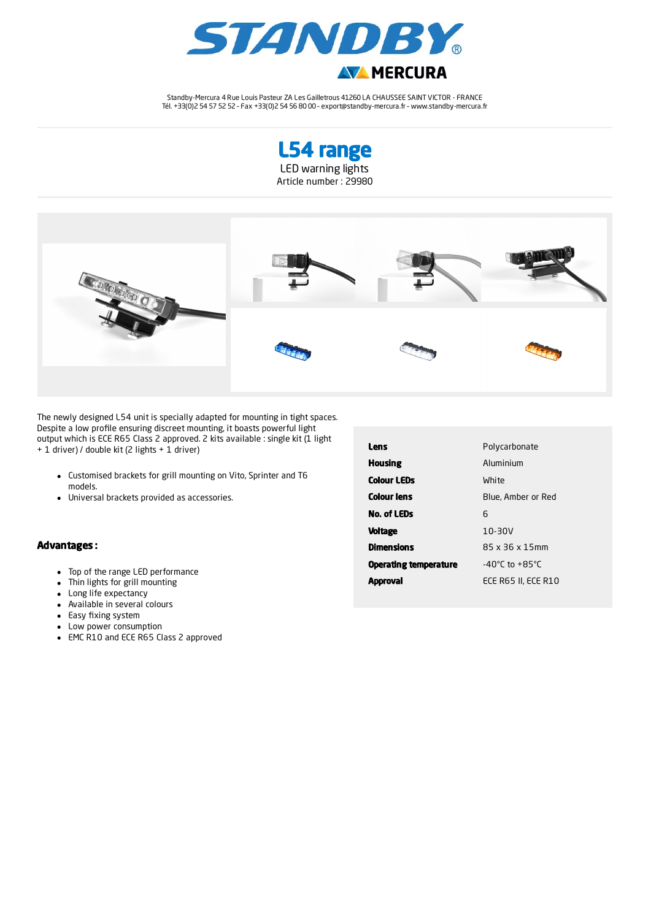Standby-Mercura 4 Rue Louis Pasteur ZA Les Gailletrous 41260 LA CHAUSSEE SAINT VICTOR - FRANCE
Tél. +33(0)2 54 57 52 52 - Fax +33(0)2 54 56 80 00 - export@standby-mercura.fr - www.standby-mercura.fr

# L54 range

LED warning lights

Article number : 29980

The newly designed L54 unit is specially adapted for mounting in tight spaces. Despite a low profile ensuring discreet mounting, it boasts powerful light output which is ECE R65 Class 2 approved. 2 kits available : single kit (1 light + 1 driver) / double kit (2 lights + 1 driver)

- Customised brackets for grill mounting on Vito, Sprinter and T6 models.
- Universal brackets provided as accessories.

| | |
|---|---|
| **Lens** | Polycarbonate |
| **Housing** | Aluminium |
| **Colour LEDs** | White |
| **Colour lens** | Blue, Amber or Red |
| **No. of LEDs** | 6 |
| **Voltage** | 10-30V |
| **Dimensions** | 85 x 36 x 15mm |
| **Operating temperature** | -40°C to +85°C |
| **Approval** | ECE R65 II, ECE R10 |

## Advantages :

- Top of the range LED performance
- Thin lights for grill mounting
- Long life expectancy
- Available in several colours
- Easy fixing system
- Low power consumption
- EMC R10 and ECE R65 Class 2 approved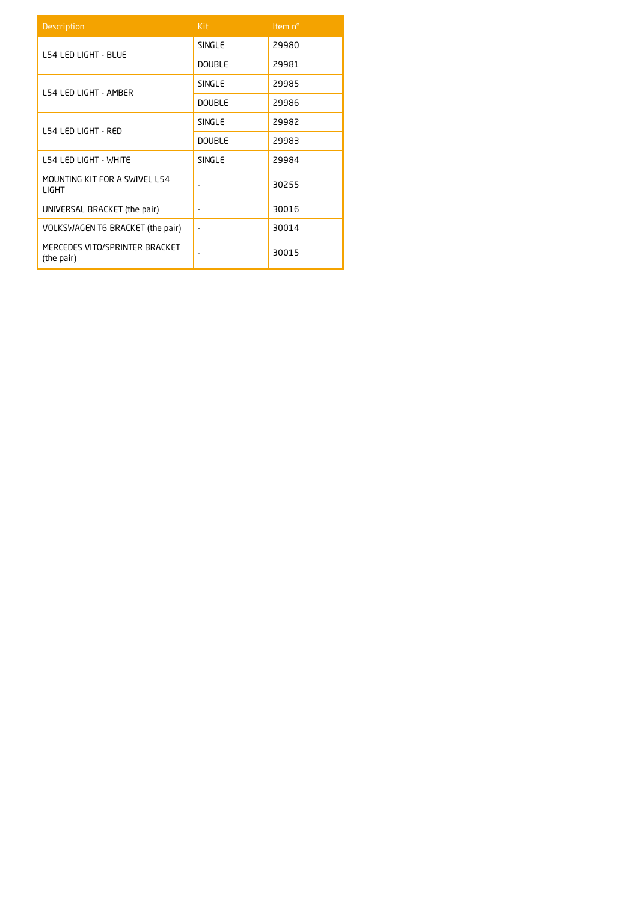| Description | Kit | Item n° |
|---|---|---|
| L54 LED LIGHT - BLUE | SINGLE | 29980 |
| | DOUBLE | 29981 |
| L54 LED LIGHT - AMBER | SINGLE | 29985 |
| | DOUBLE | 29986 |
| L54 LED LIGHT - RED | SINGLE | 29982 |
| | DOUBLE | 29983 |
| L54 LED LIGHT - WHITE | SINGLE | 29984 |
| MOUNTING KIT FOR A SWIVEL L54 LIGHT | - | 30255 |
| UNIVERSAL BRACKET (the pair) | - | 30016 |
| VOLKSWAGEN T6 BRACKET (the pair) | - | 30014 |
| MERCEDES VITO/SPRINTER BRACKET (the pair) | - | 30015 |